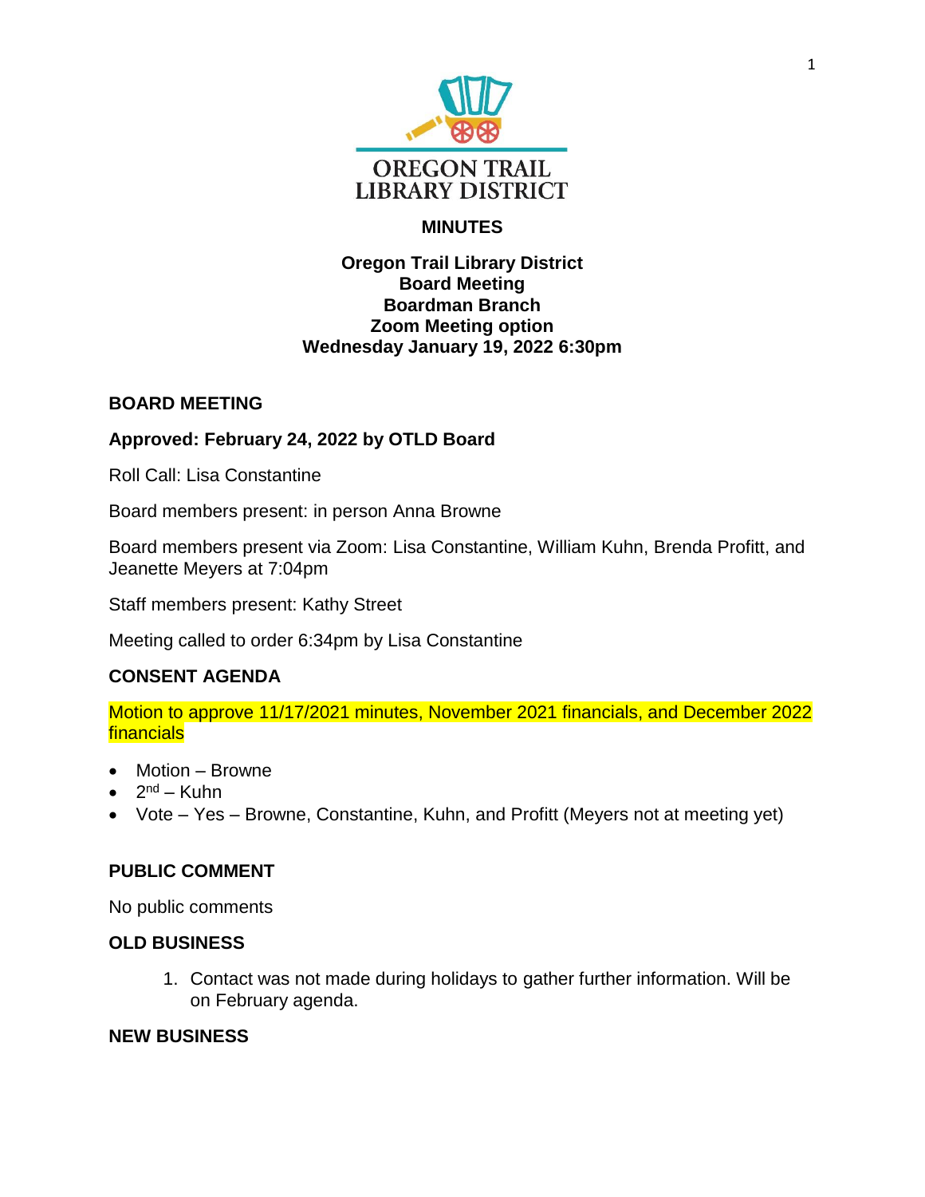OREGON TRAIL
LIBRARY DISTRICT

# MINUTES

**Oregon Trail Library District**
**Board Meeting**
**Boardman Branch**
**Zoom Meeting option**
**Wednesday January 19, 2022 6:30pm**

## BOARD MEETING

**Approved: February 24, 2022 by OTLD Board**

Roll Call: Lisa Constantine

Board members present: in person Anna Browne

Board members present via Zoom: Lisa Constantine, William Kuhn, Brenda Profitt, and Jeanette Meyers at 7:04pm

Staff members present: Kathy Street

Meeting called to order 6:34pm by Lisa Constantine

## CONSENT AGENDA

Motion to approve 11/17/2021 minutes, November 2021 financials, and December 2022 financials

- Motion – Browne
- 2nd – Kuhn
- Vote – Yes – Browne, Constantine, Kuhn, and Profitt (Meyers not at meeting yet)

## PUBLIC COMMENT

No public comments

## OLD BUSINESS

1. Contact was not made during holidays to gather further information. Will be on February agenda.

## NEW BUSINESS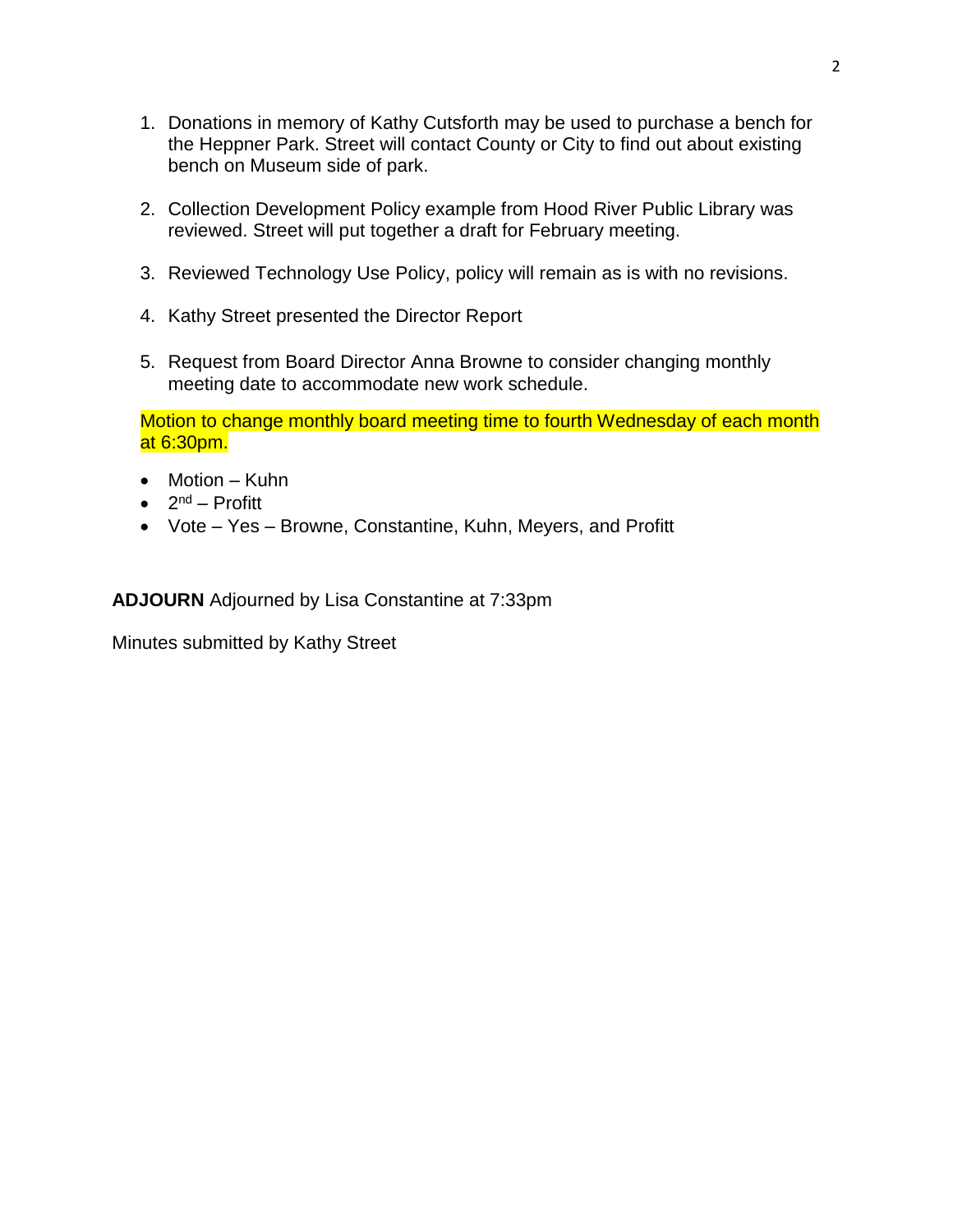1. Donations in memory of Kathy Cutsforth may be used to purchase a bench for the Heppner Park. Street will contact County or City to find out about existing bench on Museum side of park.

2. Collection Development Policy example from Hood River Public Library was reviewed. Street will put together a draft for February meeting.

3. Reviewed Technology Use Policy, policy will remain as is with no revisions.

4. Kathy Street presented the Director Report

5. Request from Board Director Anna Browne to consider changing monthly meeting date to accommodate new work schedule.

Motion to change monthly board meeting time to fourth Wednesday of each month at 6:30pm.

- Motion – Kuhn
- 2nd – Profitt
- Vote – Yes – Browne, Constantine, Kuhn, Meyers, and Profitt

**ADJOURN** Adjourned by Lisa Constantine at 7:33pm

Minutes submitted by Kathy Street